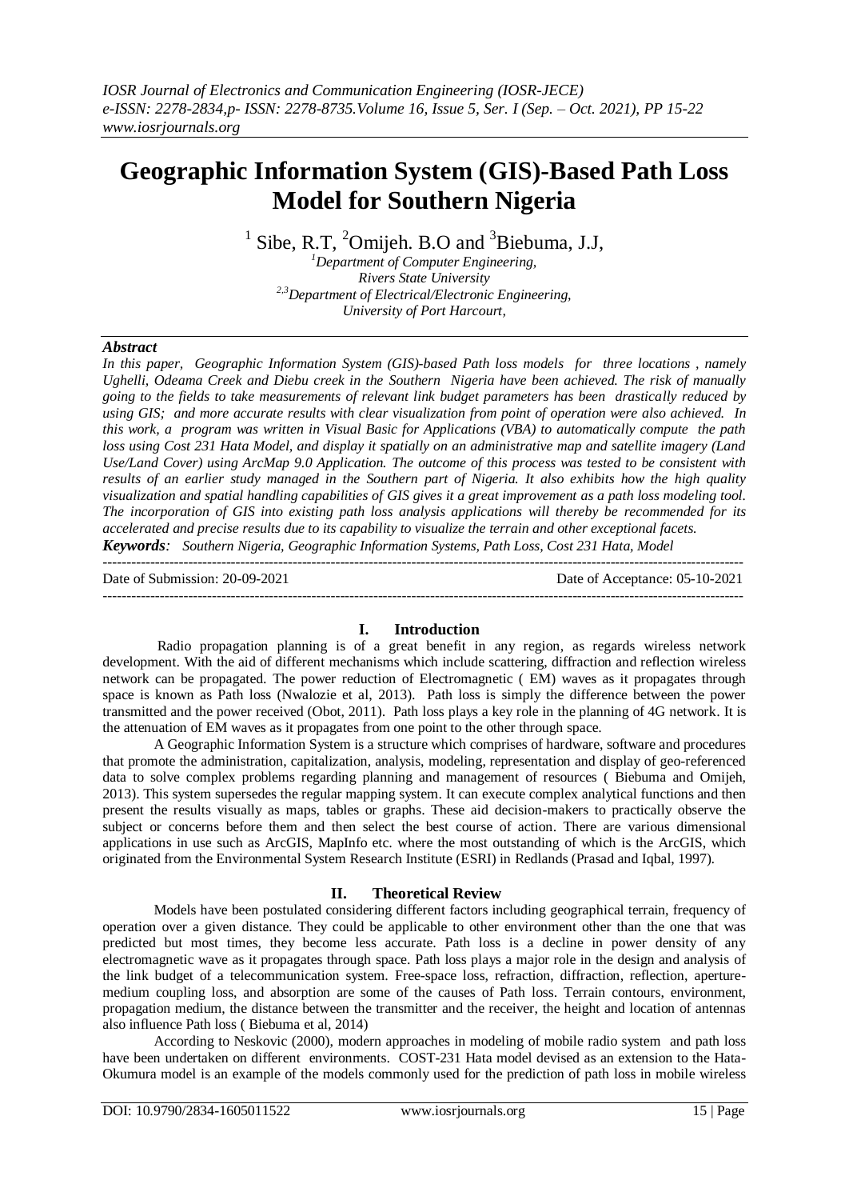# Geographic Information System (GIS)-Based Path Loss Model for Southern Nigeria

[1] Sibe, R.T, [2]Omijeh. B.O and [3]Biebuma, J.J,

[1]Department of Computer Engineering, Rivers State University
[2,3]Department of Electrical/Electronic Engineering, University of Port Harcourt,

***Abstract***

*In this paper, Geographic Information System (GIS)-based Path loss models for three locations , namely Ughelli, Odeama Creek and Diebu creek in the Southern Nigeria have been achieved. The risk of manually going to the fields to take measurements of relevant link budget parameters has been drastically reduced by using GIS; and more accurate results with clear visualization from point of operation were also achieved. In this work, a program was written in Visual Basic for Applications (VBA) to automatically compute the path loss using Cost 231 Hata Model, and display it spatially on an administrative map and satellite imagery (Land Use/Land Cover) using ArcMap 9.0 Application. The outcome of this process was tested to be consistent with results of an earlier study managed in the Southern part of Nigeria. It also exhibits how the high quality visualization and spatial handling capabilities of GIS gives it a great improvement as a path loss modeling tool. The incorporation of GIS into existing path loss analysis applications will thereby be recommended for its accelerated and precise results due to its capability to visualize the terrain and other exceptional facets.*

***Keywords****: Southern Nigeria, Geographic Information Systems, Path Loss, Cost 231 Hata, Model*

---

Date of Submission: 20-09-2021 | Date of Acceptance: 05-10-2021

---

## I. Introduction

Radio propagation planning is of a great benefit in any region, as regards wireless network development. With the aid of different mechanisms which include scattering, diffraction and reflection wireless network can be propagated. The power reduction of Electromagnetic ( EM) waves as it propagates through space is known as Path loss (Nwalozie et al, 2013). Path loss is simply the difference between the power transmitted and the power received (Obot, 2011). Path loss plays a key role in the planning of 4G network. It is the attenuation of EM waves as it propagates from one point to the other through space.

A Geographic Information System is a structure which comprises of hardware, software and procedures that promote the administration, capitalization, analysis, modeling, representation and display of geo-referenced data to solve complex problems regarding planning and management of resources ( Biebuma and Omijeh, 2013). This system supersedes the regular mapping system. It can execute complex analytical functions and then present the results visually as maps, tables or graphs. These aid decision-makers to practically observe the subject or concerns before them and then select the best course of action. There are various dimensional applications in use such as ArcGIS, MapInfo etc. where the most outstanding of which is the ArcGIS, which originated from the Environmental System Research Institute (ESRI) in Redlands (Prasad and Iqbal, 1997).

## II. Theoretical Review

Models have been postulated considering different factors including geographical terrain, frequency of operation over a given distance. They could be applicable to other environment other than the one that was predicted but most times, they become less accurate. Path loss is a decline in power density of any electromagnetic wave as it propagates through space. Path loss plays a major role in the design and analysis of the link budget of a telecommunication system. Free-space loss, refraction, diffraction, reflection, aperture-medium coupling loss, and absorption are some of the causes of Path loss. Terrain contours, environment, propagation medium, the distance between the transmitter and the receiver, the height and location of antennas also influence Path loss ( Biebuma et al, 2014)

According to Neskovic (2000), modern approaches in modeling of mobile radio system and path loss have been undertaken on different environments. COST-231 Hata model devised as an extension to the Hata-Okumura model is an example of the models commonly used for the prediction of path loss in mobile wireless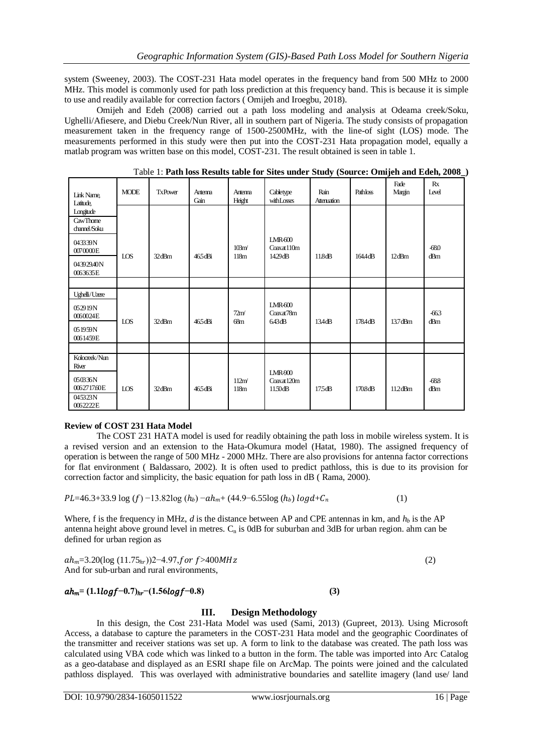system (Sweeney, 2003). The COST-231 Hata model operates in the frequency band from 500 MHz to 2000 MHz. This model is commonly used for path loss prediction at this frequency band. This is because it is simple to use and readily available for correction factors ( Omijeh and Iroegbu, 2018).

Omijeh and Edeh (2008) carried out a path loss modeling and analysis at Odeama creek/Soku, Ughelli/Afiesere, and Diebu Creek/Nun River, all in southern part of Nigeria. The study consists of propagation measurement taken in the frequency range of 1500-2500MHz, with the line-of sight (LOS) mode. The measurements performed in this study were then put into the COST-231 Hata propagation model, equally a matlab program was written base on this model, COST-231. The result obtained is seen in table 1.

Table 1: **Path loss Results table for Sites under Study (Source: Omijeh and Edeh, 2008_)**

| Link Name, Latitude, Longitude | MODE | Tx Power | Antenna Gain | Antenna Height | Cable type with Losses | Rain Attenuation | Path loss | Fade Margin | Rx Level |
|---|---|---|---|---|---|---|---|---|---|
| Caw Thorne channel/Soku 043339N 0070000E 04392940N 0063635E | LOS | 32dBm | 46.5dBi | 103m/ 118m | LMR-600 Coax at 110m 14.29dB | 11.8dB | 164.4dB | 12dBm | -68.0 dBm |
| | | | | | | | | | |
| Ughelli/Uzere 052919N 0060024E 051959N 0061459E | LOS | 32dBm | 46.5dBi | 72m/ 68m | LMR-600 Coax at 78m 6.43dB | 13.4dB | 178.4dB | 13.7dBm | -66.3 dBm |
| | | | | | | | | | |
| Kolocreek/Nun River 050336N 00627176.0E 045323N 0062222E | LOS | 32dBm | 46.5dBi | 112m/ 118m | LMR-900 Coax at 120m 11.50dB | 17.5dB | 170.8dB | 11.2dBm | -68.8 dBm |

## Review of COST 231 Hata Model

The COST 231 HATA model is used for readily obtaining the path loss in mobile wireless system. It is a revised version and an extension to the Hata-Okumura model (Hatat, 1980). The assigned frequency of operation is between the range of 500 MHz - 2000 MHz. There are also provisions for antenna factor corrections for flat environment ( Baldassaro, 2002). It is often used to predict pathloss, this is due to its provision for correction factor and simplicity, the basic equation for path loss in dB ( Rama, 2000).

$$PL = 46.3 + 33.9\log(f) - 13.82\log(h_b) - ah_m + (44.9 - 6.55\log(h_b))\log d + C_n \quad (1)$$

Where, f is the frequency in MHz, $d$ is the distance between AP and CPE antennas in km, and $h_b$ is the AP antenna height above ground level in metres. $C_n$ is 0dB for suburban and 3dB for urban region. ahm can be defined for urban region as

$$ah_m = 3.20(\log(11.75_{hr}))2 - 4.97, for\ f > 400MHz \quad (2)$$

And for sub-urban and rural environments,

$$ah_m = (1.1\log f - 0.7)_{hr} - (1.56\log f - 0.8) \quad (3)$$

## III. Design Methodology

In this design, the Cost 231-Hata Model was used (Sami, 2013) (Gupreet, 2013). Using Microsoft Access, a database to capture the parameters in the COST-231 Hata model and the geographic Coordinates of the transmitter and receiver stations was set up. A form to link to the database was created. The path loss was calculated using VBA code which was linked to a button in the form. The table was imported into Arc Catalog as a geo-database and displayed as an ESRI shape file on ArcMap. The points were joined and the calculated pathloss displayed. This was overlayed with administrative boundaries and satellite imagery (land use/ land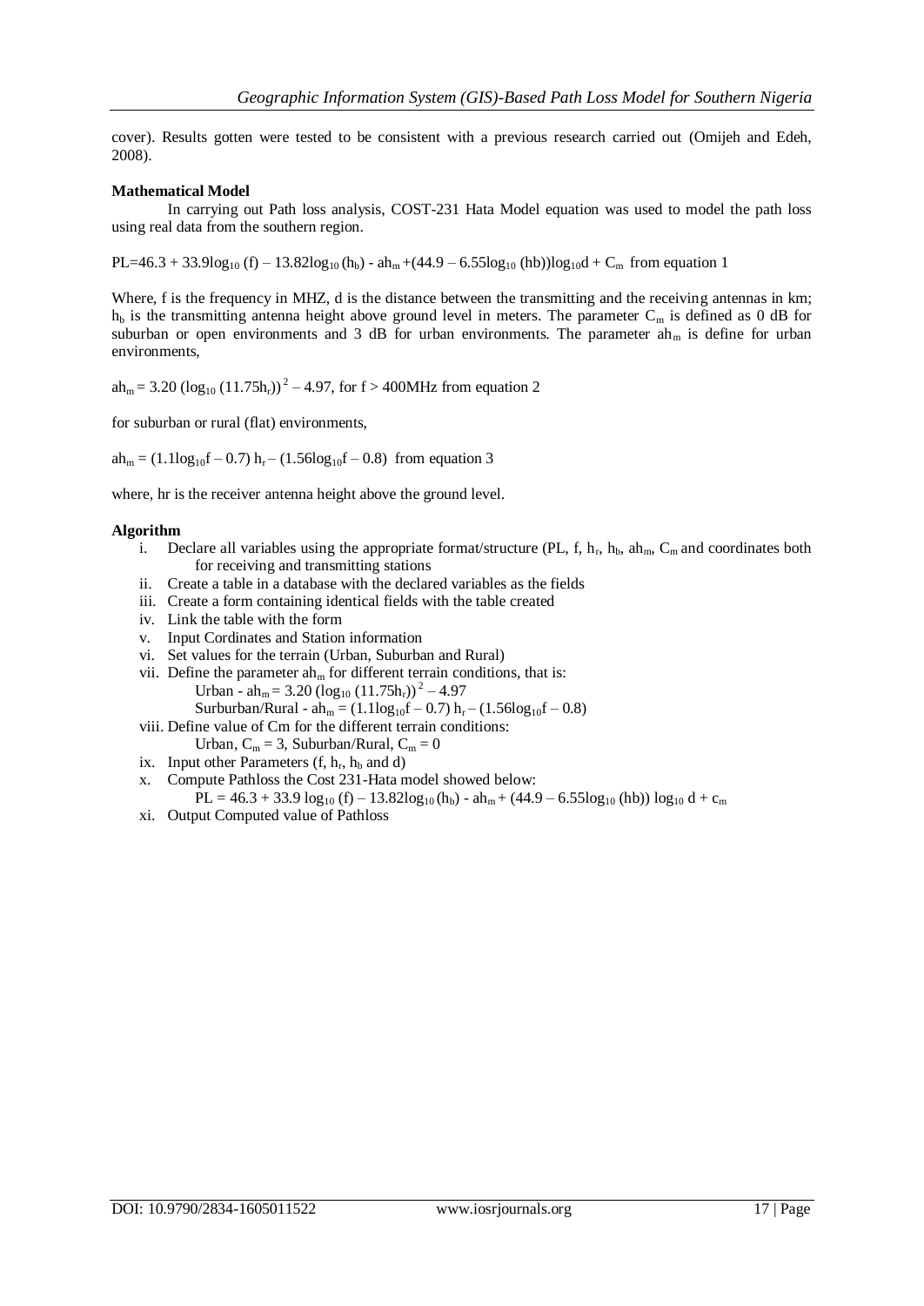cover). Results gotten were tested to be consistent with a previous research carried out (Omijeh and Edeh, 2008).

**Mathematical Model**

In carrying out Path loss analysis, COST-231 Hata Model equation was used to model the path loss using real data from the southern region.

$PL=46.3 + 33.9\log_{10}(f) – 13.82\log_{10}(h_b) - ah_m +(44.9 – 6.55\log_{10}(hb))\log_{10}d + C_m$ from equation 1

Where, f is the frequency in MHZ, d is the distance between the transmitting and the receiving antennas in km; $h_b$ is the transmitting antenna height above ground level in meters. The parameter $C_m$ is defined as 0 dB for suburban or open environments and 3 dB for urban environments. The parameter $ah_m$ is define for urban environments,

$ah_m = 3.20 (\log_{10}(11.75h_r))^2 – 4.97$, for f > 400MHz from equation 2

for suburban or rural (flat) environments,

$ah_m = (1.1\log_{10}f – 0.7) h_r – (1.56\log_{10}f – 0.8)$ from equation 3

where, hr is the receiver antenna height above the ground level.

**Algorithm**

i. Declare all variables using the appropriate format/structure (PL, f, $h_r$, $h_b$, $ah_m$, $C_m$ and coordinates both for receiving and transmitting stations
ii. Create a table in a database with the declared variables as the fields
iii. Create a form containing identical fields with the table created
iv. Link the table with the form
v. Input Cordinates and Station information
vi. Set values for the terrain (Urban, Suburban and Rural)
vii. Define the parameter $ah_m$ for different terrain conditions, that is:
   Urban - $ah_m = 3.20 (\log_{10}(11.75h_r))^2 – 4.97$
   Surburban/Rural - $ah_m = (1.1\log_{10}f – 0.7) h_r – (1.56\log_{10}f – 0.8)$
viii. Define value of Cm for the different terrain conditions:
   Urban, $C_m = 3$, Suburban/Rural, $C_m = 0$
ix. Input other Parameters (f, $h_r$, $h_b$ and d)
x. Compute Pathloss the Cost 231-Hata model showed below:
   $PL = 46.3 + 33.9 \log_{10}(f) – 13.82\log_{10}(h_b) - ah_m + (44.9 – 6.55\log_{10}(hb)) \log_{10} d + c_m$
xi. Output Computed value of Pathloss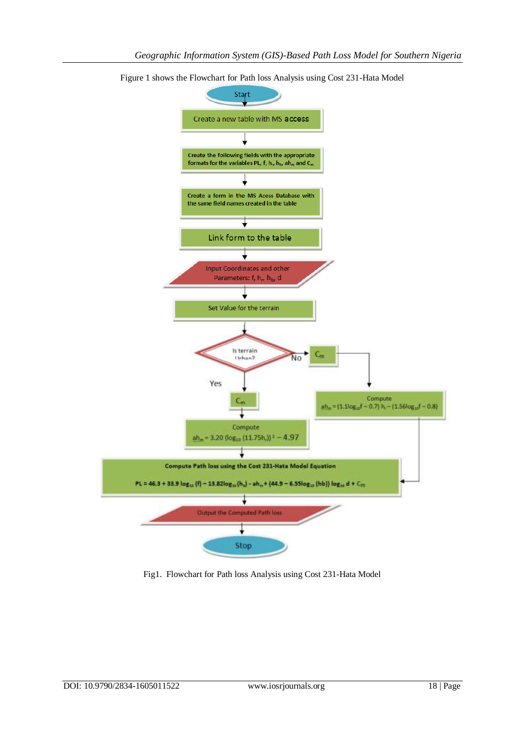Figure 1 shows the Flowchart for Path loss Analysis using Cost 231-Hata Model

Start

Create a new table with MS access

Create the following fields with the appropriate formats for the variables PL, f, $h_r$, $h_b$, $ah_m$ and $C_m$

Create a form in the MS Acess Database with the same field names created in the table

Link form to the table

Input Coordinates and other Parameters: f, $h_r$, $h_b$, d

Set Value for the terrain

Is terrain Urban?

No → $C_m$ → Compute $ah_m = (1.1\log_{10}f - 0.7)\,h_r - (1.56\log_{10}f - 0.8)$

Yes → $C_m$ → Compute $ah_m = 3.20\,(\log_{10}(11.75h_r))^2 - 4.97$

Compute Path loss using the Cost 231-Hata Model Equation

$$PL = 46.3 + 33.9\log_{10}(f) - 13.82\log_{10}(h_b) - ah_m + (44.9 - 6.55\log_{10}(hb))\log_{10} d + C_m$$

Output the Computed Path loss

Stop

Fig1. Flowchart for Path loss Analysis using Cost 231-Hata Model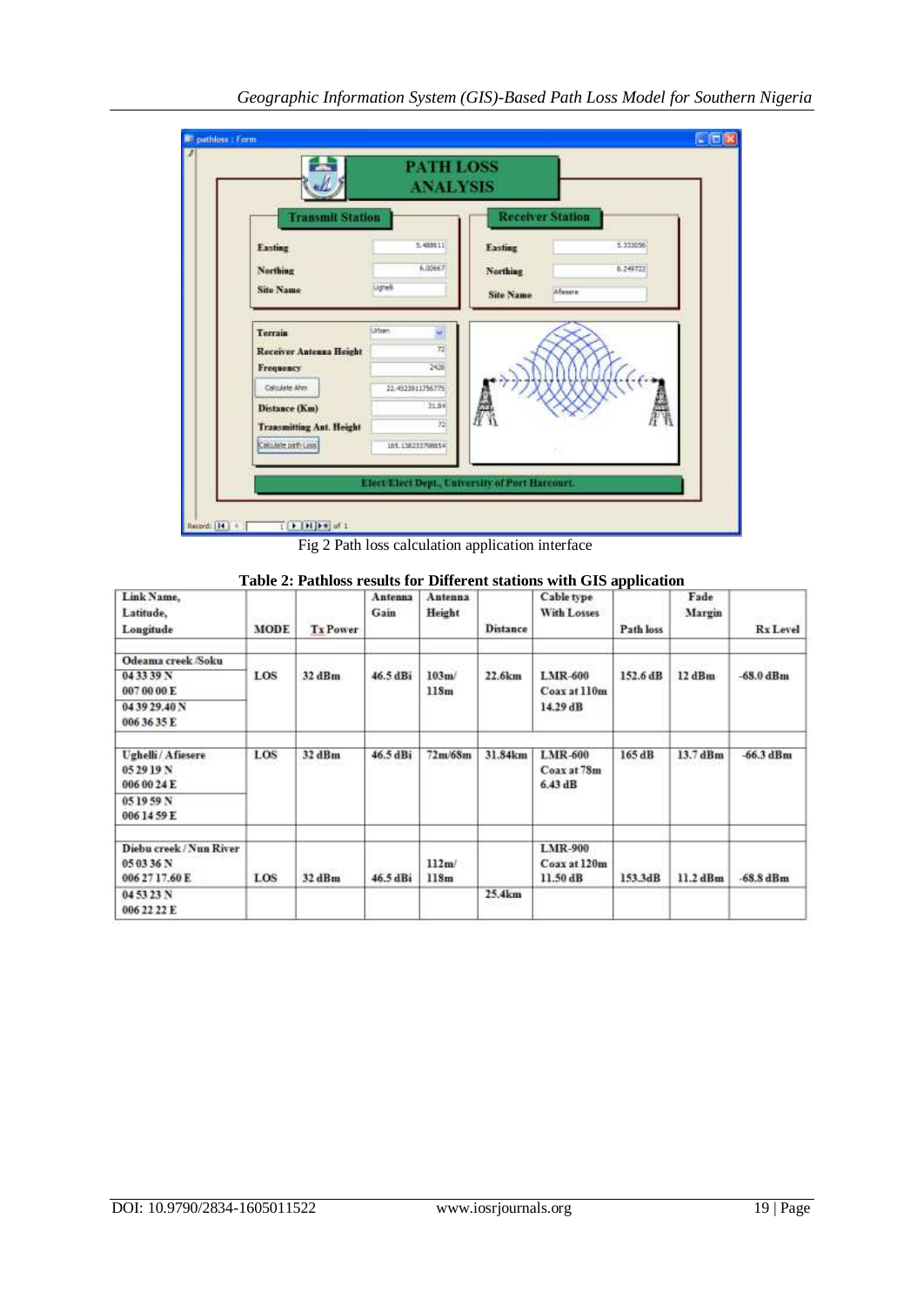Fig 2 Path loss calculation application interface

**Table 2: Pathloss results for Different stations with GIS application**

| Link Name, Latitude, Longitude | MODE | Tx Power | Antenna Gain | Antenna Height | Distance | Cable type With Losses | Path loss | Fade Margin | Rx Level |
|---|---|---|---|---|---|---|---|---|---|
| Odeama creek /Soku<br>04 33 39 N<br>007 00 00 E<br>04 39 29.40 N<br>006 36 35 E | LOS | 32 dBm | 46.5 dBi | 103m/ 118m | 22.6km | LMR-600 Coax at 110m 14.29 dB | 152.6 dB | 12 dBm | -68.0 dBm |
| Ughelli / Afiesere<br>05 29 19 N<br>006 00 24 E<br>05 19 59 N<br>006 14 59 E | LOS | 32 dBm | 46.5 dBi | 72m/68m | 31.84km | LMR-600 Coax at 78m 6.43 dB | 165 dB | 13.7 dBm | -66.3 dBm |
| Diebu creek / Nun River<br>05 03 36 N<br>006 27 17.60 E<br>04 53 23 N<br>006 22 22 E | LOS | 32 dBm | 46.5 dBi | 112m/ 118m | 25.4km | LMR-900 Coax at 120m 11.50 dB | 153.3dB | 11.2 dBm | -68.8 dBm |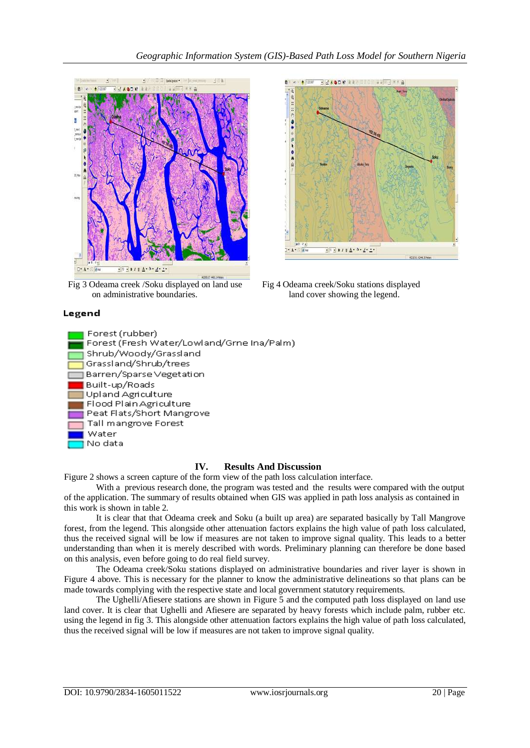Fig 3 Odeama creek /Soku displayed on land use on administrative boundaries.

Fig 4 Odeama creek/Soku stations displayed land cover showing the legend.

**Legend**

- Forest (rubber)
- Forest (Fresh Water/Lowland/Grne Ina/Palm)
- Shrub/Woody/Grassland
- Grassland/Shrub/trees
- Barren/Sparse Vegetation
- Built-up/Roads
- Upland Agriculture
- Flood Plain Agriculture
- Peat Flats/Short Mangrove
- Tall mangrove Forest
- Water
- No data

## IV. Results And Discussion

Figure 2 shows a screen capture of the form view of the path loss calculation interface.

With a previous research done, the program was tested and the results were compared with the output of the application. The summary of results obtained when GIS was applied in path loss analysis as contained in this work is shown in table 2.

It is clear that that Odeama creek and Soku (a built up area) are separated basically by Tall Mangrove forest, from the legend. This alongside other attenuation factors explains the high value of path loss calculated, thus the received signal will be low if measures are not taken to improve signal quality. This leads to a better understanding than when it is merely described with words. Preliminary planning can therefore be done based on this analysis, even before going to do real field survey.

The Odeama creek/Soku stations displayed on administrative boundaries and river layer is shown in Figure 4 above. This is necessary for the planner to know the administrative delineations so that plans can be made towards complying with the respective state and local government statutory requirements.

The Ughelli/Afiesere stations are shown in Figure 5 and the computed path loss displayed on land use land cover. It is clear that Ughelli and Afiesere are separated by heavy forests which include palm, rubber etc. using the legend in fig 3. This alongside other attenuation factors explains the high value of path loss calculated, thus the received signal will be low if measures are not taken to improve signal quality.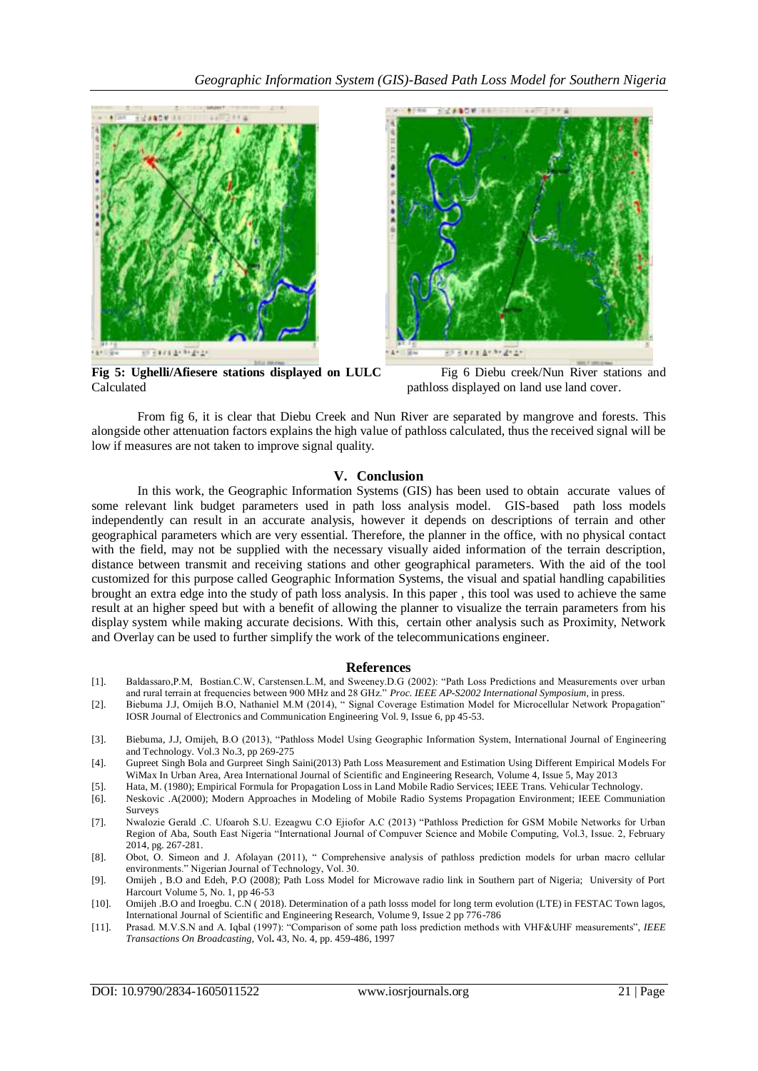**Fig 5: Ughelli/Afiesere stations displayed on LULC Calculated**

Fig 6 Diebu creek/Nun River stations and pathloss displayed on land use land cover.

From fig 6, it is clear that Diebu Creek and Nun River are separated by mangrove and forests. This alongside other attenuation factors explains the high value of pathloss calculated, thus the received signal will be low if measures are not taken to improve signal quality.

## V. Conclusion

In this work, the Geographic Information Systems (GIS) has been used to obtain accurate values of some relevant link budget parameters used in path loss analysis model. GIS-based path loss models independently can result in an accurate analysis, however it depends on descriptions of terrain and other geographical parameters which are very essential. Therefore, the planner in the office, with no physical contact with the field, may not be supplied with the necessary visually aided information of the terrain description, distance between transmit and receiving stations and other geographical parameters. With the aid of the tool customized for this purpose called Geographic Information Systems, the visual and spatial handling capabilities brought an extra edge into the study of path loss analysis. In this paper , this tool was used to achieve the same result at an higher speed but with a benefit of allowing the planner to visualize the terrain parameters from his display system while making accurate decisions. With this, certain other analysis such as Proximity, Network and Overlay can be used to further simplify the work of the telecommunications engineer.

## References

[1]. Baldassaro,P.M, Bostian.C.W, Carstensen.L.M, and Sweeney.D.G (2002): "Path Loss Predictions and Measurements over urban and rural terrain at frequencies between 900 MHz and 28 GHz." *Proc. IEEE AP-S2002 International Symposium*, in press.

[2]. Biebuma J.J, Omijeh B.O, Nathaniel M.M (2014), " Signal Coverage Estimation Model for Microcellular Network Propagation" IOSR Journal of Electronics and Communication Engineering Vol. 9, Issue 6, pp 45-53.

[3]. Biebuma, J.J, Omijeh, B.O (2013), "Pathloss Model Using Geographic Information System, International Journal of Engineering and Technology. Vol.3 No.3, pp 269-275

[4]. Gupreet Singh Bola and Gurpreet Singh Saini(2013) Path Loss Measurement and Estimation Using Different Empirical Models For WiMax In Urban Area, Area International Journal of Scientific and Engineering Research, Volume 4, Issue 5, May 2013

[5]. Hata, M. (1980); Empirical Formula for Propagation Loss in Land Mobile Radio Services; IEEE Trans. Vehicular Technology.

[6]. Neskovic .A(2000); Modern Approaches in Modeling of Mobile Radio Systems Propagation Environment; IEEE Communiation Surveys

[7]. Nwalozie Gerald .C. Ufoaroh S.U. Ezeagwu C.O Ejiofor A.C (2013) "Pathloss Prediction for GSM Mobile Networks for Urban Region of Aba, South East Nigeria "International Journal of Compuver Science and Mobile Computing, Vol.3, Issue. 2, February 2014, pg. 267-281.

[8]. Obot, O. Simeon and J. Afolayan (2011), " Comprehensive analysis of pathloss prediction models for urban macro cellular environments." Nigerian Journal of Technology, Vol. 30.

[9]. Omijeh , B.O and Edeh, P.O (2008); Path Loss Model for Microwave radio link in Southern part of Nigeria; University of Port Harcourt Volume 5, No. 1, pp 46-53

[10]. Omijeh .B.O and Iroegbu. C.N ( 2018). Determination of a path losss model for long term evolution (LTE) in FESTAC Town lagos, International Journal of Scientific and Engineering Research, Volume 9, Issue 2 pp 776-786

[11]. Prasad. M.V.S.N and A. Iqbal (1997): "Comparison of some path loss prediction methods with VHF&UHF measurements", *IEEE Transactions On Broadcasting*, Vol**.** 43, No. 4, pp. 459-486, 1997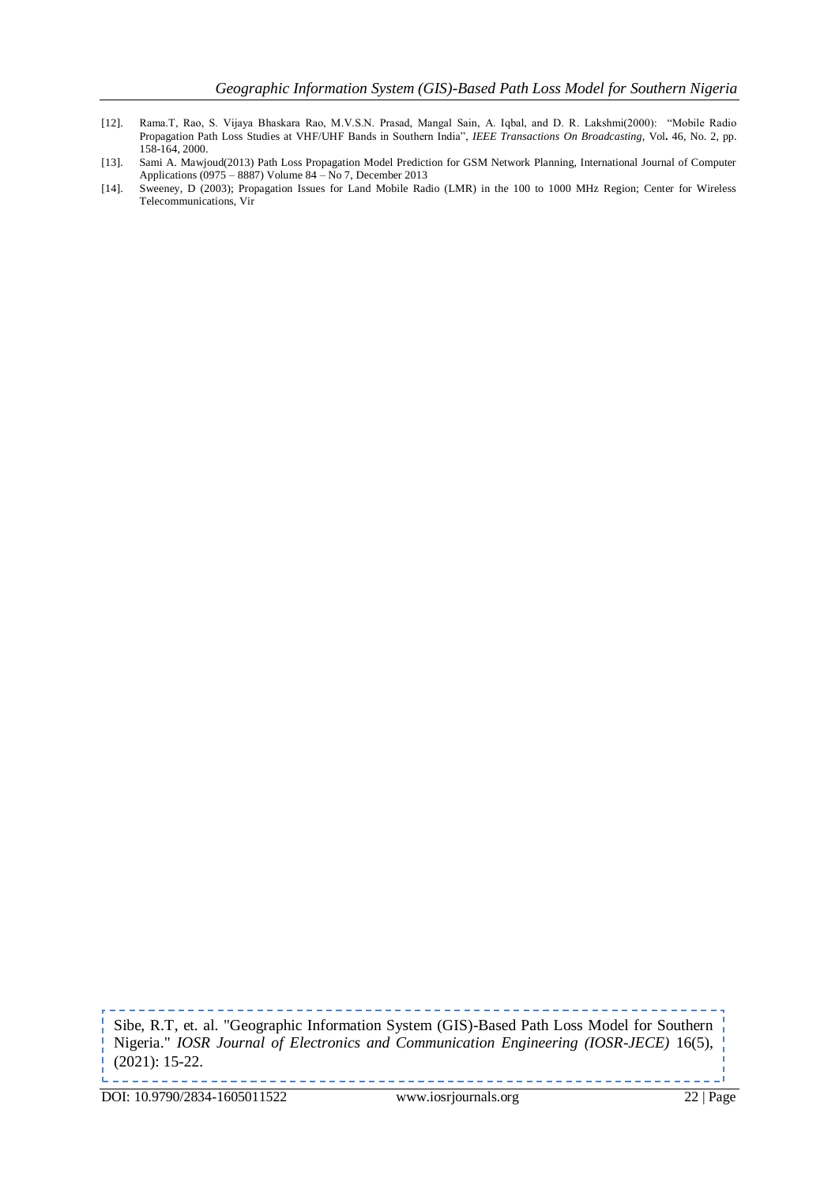[12]. Rama.T, Rao, S. Vijaya Bhaskara Rao, M.V.S.N. Prasad, Mangal Sain, A. Iqbal, and D. R. Lakshmi(2000): "Mobile Radio Propagation Path Loss Studies at VHF/UHF Bands in Southern India", *IEEE Transactions On Broadcasting*, Vol**.** 46, No. 2, pp. 158-164, 2000.

[13]. Sami A. Mawjoud(2013) Path Loss Propagation Model Prediction for GSM Network Planning, International Journal of Computer Applications (0975 – 8887) Volume 84 – No 7, December 2013

[14]. Sweeney, D (2003); Propagation Issues for Land Mobile Radio (LMR) in the 100 to 1000 MHz Region; Center for Wireless Telecommunications, Vir

Sibe, R.T, et. al. "Geographic Information System (GIS)-Based Path Loss Model for Southern Nigeria." *IOSR Journal of Electronics and Communication Engineering (IOSR-JECE)* 16(5), (2021): 15-22.